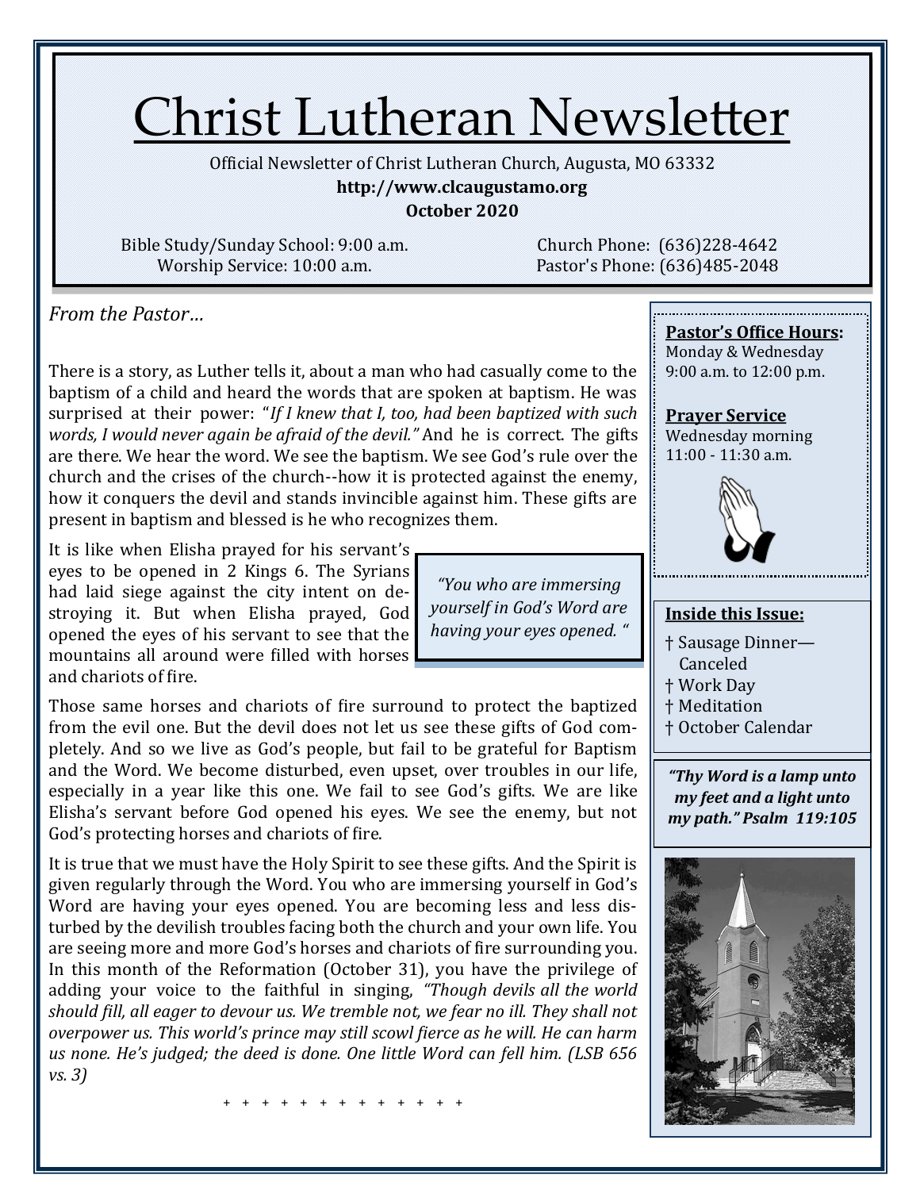# Christ Lutheran Newsletter

Official Newsletter of Christ Lutheran Church, Augusta, MO 63332

**http://www.clcaugustamo.org**

**October 2020**

Bible Study/Sunday School: 9:00 a.m.
Worship Service: 10:00 a.m.

Church Phone: (636)228-4642
Pastor's Phone: (636)485-2048

*From the Pastor…*

There is a story, as Luther tells it, about a man who had casually come to the baptism of a child and heard the words that are spoken at baptism. He was surprised at their power: "*If I knew that I, too, had been baptized with such words, I would never again be afraid of the devil."* And he is correct. The gifts are there. We hear the word. We see the baptism. We see God's rule over the church and the crises of the church--how it is protected against the enemy, how it conquers the devil and stands invincible against him. These gifts are present in baptism and blessed is he who recognizes them.

It is like when Elisha prayed for his servant's eyes to be opened in 2 Kings 6. The Syrians had laid siege against the city intent on destroying it. But when Elisha prayed, God opened the eyes of his servant to see that the mountains all around were filled with horses and chariots of fire.

> *"You who are immersing yourself in God's Word are having your eyes opened. "*

Those same horses and chariots of fire surround to protect the baptized from the evil one. But the devil does not let us see these gifts of God completely. And so we live as God's people, but fail to be grateful for Baptism and the Word. We become disturbed, even upset, over troubles in our life, especially in a year like this one. We fail to see God's gifts. We are like Elisha's servant before God opened his eyes. We see the enemy, but not God's protecting horses and chariots of fire.

It is true that we must have the Holy Spirit to see these gifts. And the Spirit is given regularly through the Word. You who are immersing yourself in God's Word are having your eyes opened. You are becoming less and less disturbed by the devilish troubles facing both the church and your own life. You are seeing more and more God's horses and chariots of fire surrounding you. In this month of the Reformation (October 31), you have the privilege of adding your voice to the faithful in singing, *"Though devils all the world should fill, all eager to devour us. We tremble not, we fear no ill. They shall not overpower us. This world's prince may still scowl fierce as he will. He can harm us none. He's judged; the deed is done. One little Word can fell him. (LSB 656 vs. 3)*

\+ + + + + + + + + + + + + +

**Pastor's Office Hours:**
Monday & Wednesday
9:00 a.m. to 12:00 p.m.

**Prayer Service**
Wednesday morning
11:00 - 11:30 a.m.

**Inside this Issue:**

- † Sausage Dinner—Canceled
- † Work Day
- † Meditation
- † October Calendar

***"Thy Word is a lamp unto my feet and a light unto my path." Psalm 119:105***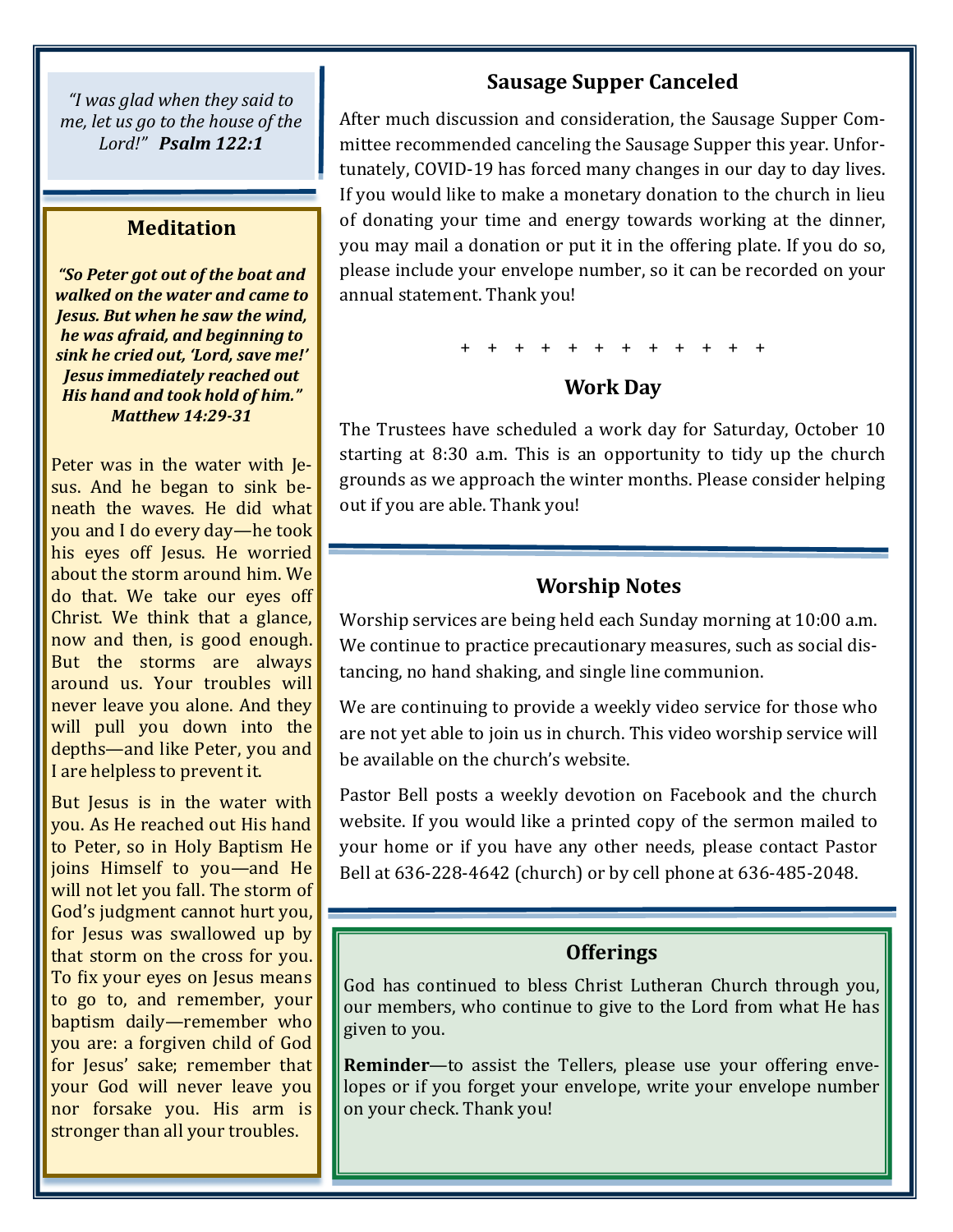*"I was glad when they said to me, let us go to the house of the Lord!"* ***Psalm 122:1***

## Meditation

***"So Peter got out of the boat and walked on the water and came to Jesus. But when he saw the wind, he was afraid, and beginning to sink he cried out, 'Lord, save me!' Jesus immediately reached out His hand and took hold of him." Matthew 14:29-31***

Peter was in the water with Jesus. And he began to sink beneath the waves. He did what you and I do every day—he took his eyes off Jesus. He worried about the storm around him. We do that. We take our eyes off Christ. We think that a glance, now and then, is good enough. But the storms are always around us. Your troubles will never leave you alone. And they will pull you down into the depths—and like Peter, you and I are helpless to prevent it.

But Jesus is in the water with you. As He reached out His hand to Peter, so in Holy Baptism He joins Himself to you—and He will not let you fall. The storm of God's judgment cannot hurt you, for Jesus was swallowed up by that storm on the cross for you. To fix your eyes on Jesus means to go to, and remember, your baptism daily—remember who you are: a forgiven child of God for Jesus' sake; remember that your God will never leave you nor forsake you. His arm is stronger than all your troubles.

## Sausage Supper Canceled

After much discussion and consideration, the Sausage Supper Committee recommended canceling the Sausage Supper this year. Unfortunately, COVID-19 has forced many changes in our day to day lives. If you would like to make a monetary donation to the church in lieu of donating your time and energy towards working at the dinner, you may mail a donation or put it in the offering plate. If you do so, please include your envelope number, so it can be recorded on your annual statement. Thank you!

\+ + + + + + + + + + + +

## Work Day

The Trustees have scheduled a work day for Saturday, October 10 starting at 8:30 a.m. This is an opportunity to tidy up the church grounds as we approach the winter months. Please consider helping out if you are able. Thank you!

## Worship Notes

Worship services are being held each Sunday morning at 10:00 a.m. We continue to practice precautionary measures, such as social distancing, no hand shaking, and single line communion.

We are continuing to provide a weekly video service for those who are not yet able to join us in church. This video worship service will be available on the church's website.

Pastor Bell posts a weekly devotion on Facebook and the church website. If you would like a printed copy of the sermon mailed to your home or if you have any other needs, please contact Pastor Bell at 636-228-4642 (church) or by cell phone at 636-485-2048.

## Offerings

God has continued to bless Christ Lutheran Church through you, our members, who continue to give to the Lord from what He has given to you.

**Reminder**—to assist the Tellers, please use your offering envelopes or if you forget your envelope, write your envelope number on your check. Thank you!